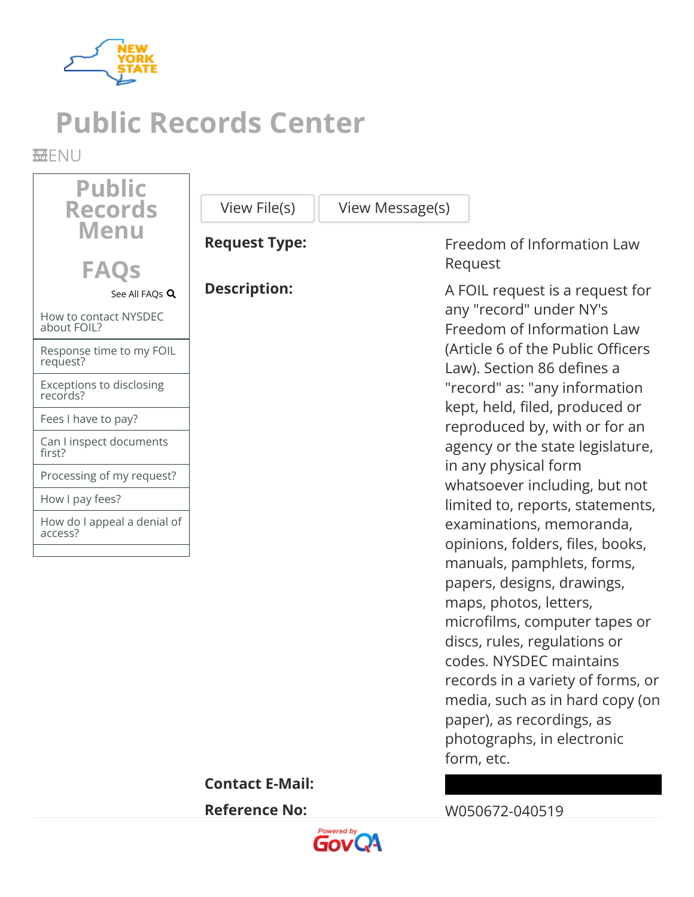NEW YORK STATE

# Public Records Center

MENU

## Public Records Menu

## FAQs

See All FAQs

- How to contact NYSDEC about FOIL?
- Response time to my FOIL request?
- Exceptions to disclosing records?
- Fees I have to pay?
- Can I inspect documents first?
- Processing of my request?
- How I pay fees?
- How do I appeal a denial of access?

View File(s) | View Message(s)

| | |
|---|---|
| **Request Type:** | Freedom of Information Law Request |
| **Description:** | A FOIL request is a request for any "record" under NY's Freedom of Information Law (Article 6 of the Public Officers Law). Section 86 defines a "record" as: "any information kept, held, filed, produced or reproduced by, with or for an agency or the state legislature, in any physical form whatsoever including, but not limited to, reports, statements, examinations, memoranda, opinions, folders, files, books, manuals, pamphlets, forms, papers, designs, drawings, maps, photos, letters, microfilms, computer tapes or discs, rules, regulations or codes. NYSDEC maintains records in a variety of forms, or media, such as in hard copy (on paper), as recordings, as photographs, in electronic form, etc. |
| **Contact E-Mail:** | |
| **Reference No:** | W050672-040519 |

Powered by GovQA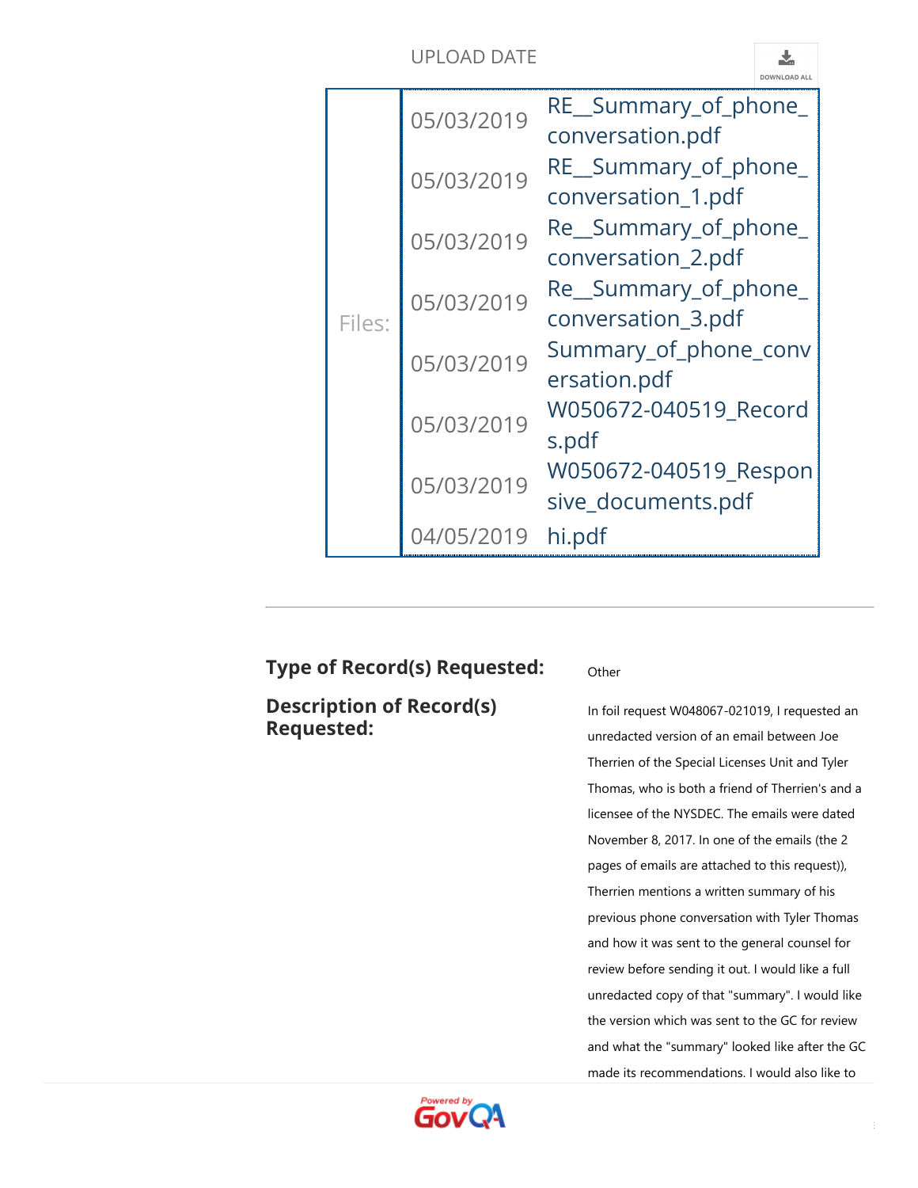| | UPLOAD DATE | |
|---|---|---|
| Files: | 05/03/2019 | RE__Summary_of_phone_conversation.pdf |
| | 05/03/2019 | RE__Summary_of_phone_conversation_1.pdf |
| | 05/03/2019 | Re__Summary_of_phone_conversation_2.pdf |
| | 05/03/2019 | Re__Summary_of_phone_conversation_3.pdf |
| | 05/03/2019 | Summary_of_phone_conversation.pdf |
| | 05/03/2019 | W050672-040519_Records.pdf |
| | 05/03/2019 | W050672-040519_Responsive_documents.pdf |
| | 04/05/2019 | hi.pdf |

**Type of Record(s) Requested:** Other

**Description of Record(s) Requested:**

In foil request W048067-021019, I requested an unredacted version of an email between Joe Therrien of the Special Licenses Unit and Tyler Thomas, who is both a friend of Therrien's and a licensee of the NYSDEC. The emails were dated November 8, 2017. In one of the emails (the 2 pages of emails are attached to this request)), Therrien mentions a written summary of his previous phone conversation with Tyler Thomas and how it was sent to the general counsel for review before sending it out. I would like a full unredacted copy of that "summary". I would like the version which was sent to the GC for review and what the "summary" looked like after the GC made its recommendations. I would also like to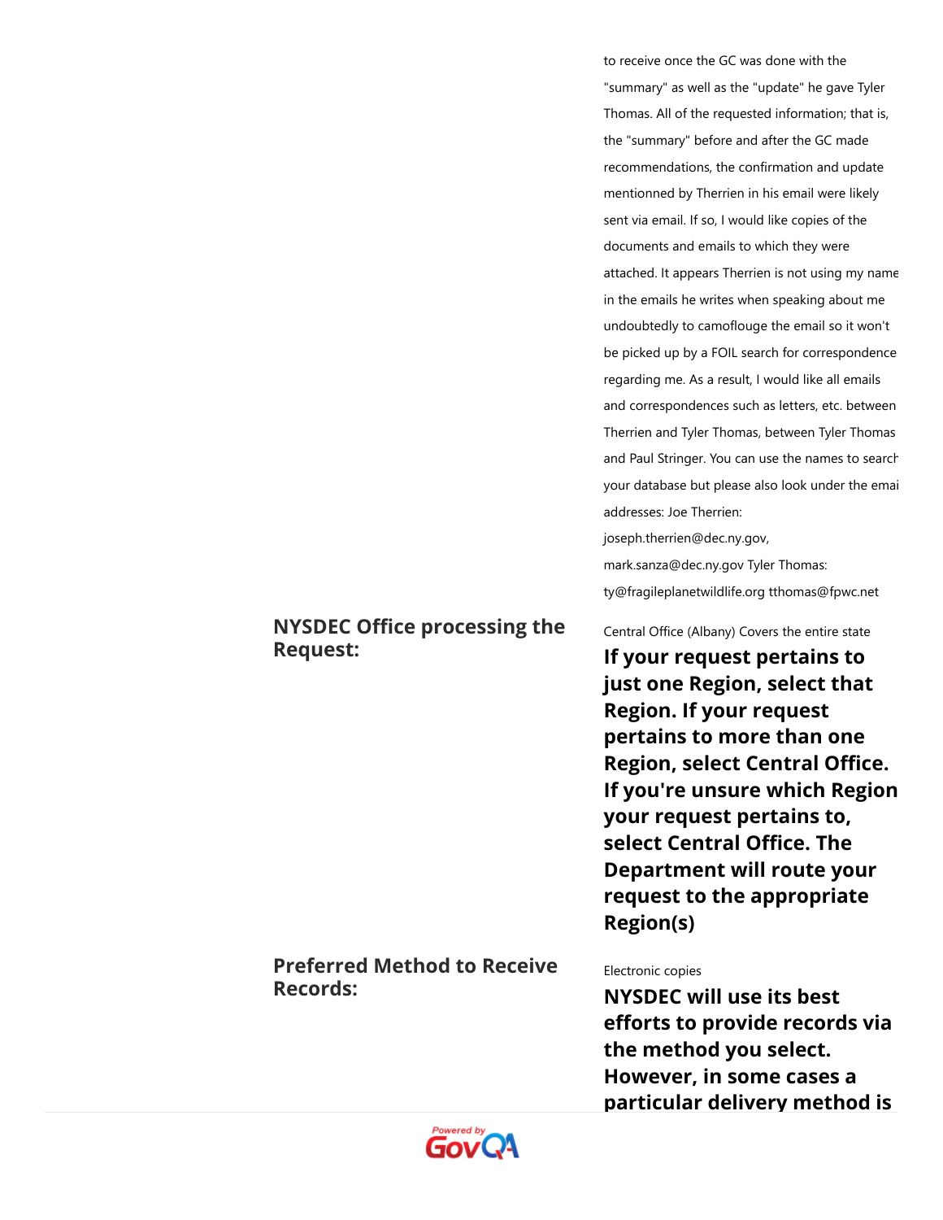to receive once the GC was done with the "summary" as well as the "update" he gave Tyler Thomas. All of the requested information; that is, the "summary" before and after the GC made recommendations, the confirmation and update mentionned by Therrien in his email were likely sent via email. If so, I would like copies of the documents and emails to which they were attached. It appears Therrien is not using my name in the emails he writes when speaking about me undoubtedly to camoflouge the email so it won't be picked up by a FOIL search for correspondence regarding me. As a result, I would like all emails and correspondences such as letters, etc. between Therrien and Tyler Thomas, between Tyler Thomas and Paul Stringer. You can use the names to search your database but please also look under the email addresses: Joe Therrien: joseph.therrien@dec.ny.gov, mark.sanza@dec.ny.gov Tyler Thomas: ty@fragileplanetwildlife.org tthomas@fpwc.net

**NYSDEC Office processing the Request:**

Central Office (Albany) Covers the entire state

**If your request pertains to just one Region, select that Region. If your request pertains to more than one Region, select Central Office. If you're unsure which Region your request pertains to, select Central Office. The Department will route your request to the appropriate Region(s)**

**Preferred Method to Receive Records:**

Electronic copies

**NYSDEC will use its best efforts to provide records via the method you select. However, in some cases a particular delivery method is**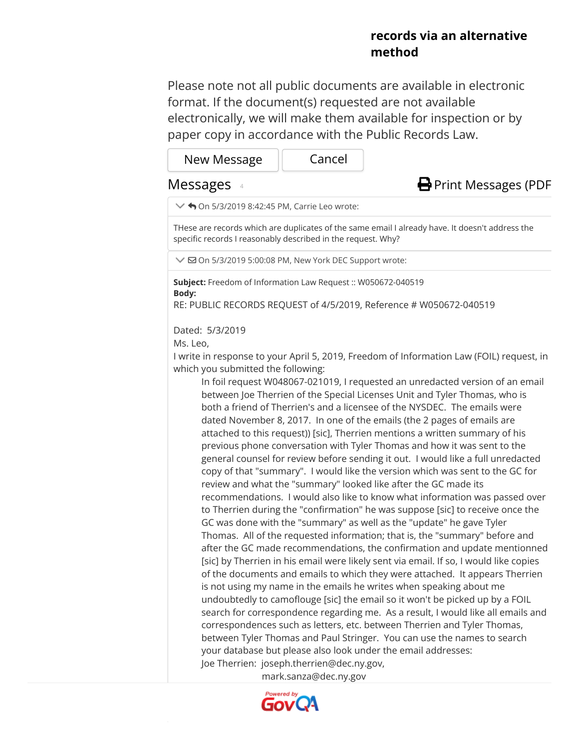**records via an alternative method**

Please note not all public documents are available in electronic format. If the document(s) requested are not available electronically, we will make them available for inspection or by paper copy in accordance with the Public Records Law.

New Message | Cancel

## Messages 4

Print Messages (PDF

On 5/3/2019 8:42:45 PM, Carrie Leo wrote:

THese are records which are duplicates of the same email I already have. It doesn't address the specific records I reasonably described in the request. Why?

On 5/3/2019 5:00:08 PM, New York DEC Support wrote:

**Subject:** Freedom of Information Law Request :: W050672-040519
**Body:**
RE: PUBLIC RECORDS REQUEST of 4/5/2019, Reference # W050672-040519

Dated: 5/3/2019
Ms. Leo,
I write in response to your April 5, 2019, Freedom of Information Law (FOIL) request, in which you submitted the following:

> In foil request W048067-021019, I requested an unredacted version of an email between Joe Therrien of the Special Licenses Unit and Tyler Thomas, who is both a friend of Therrien's and a licensee of the NYSDEC. The emails were dated November 8, 2017. In one of the emails (the 2 pages of emails are attached to this request)) [sic], Therrien mentions a written summary of his previous phone conversation with Tyler Thomas and how it was sent to the general counsel for review before sending it out. I would like a full unredacted copy of that "summary". I would like the version which was sent to the GC for review and what the "summary" looked like after the GC made its recommendations. I would also like to know what information was passed over to Therrien during the "confirmation" he was suppose [sic] to receive once the GC was done with the "summary" as well as the "update" he gave Tyler Thomas. All of the requested information; that is, the "summary" before and after the GC made recommendations, the confirmation and update mentionned [sic] by Therrien in his email were likely sent via email. If so, I would like copies of the documents and emails to which they were attached. It appears Therrien is not using my name in the emails he writes when speaking about me undoubtedly to camoflouge [sic] the email so it won't be picked up by a FOIL search for correspondence regarding me. As a result, I would like all emails and correspondences such as letters, etc. between Therrien and Tyler Thomas, between Tyler Thomas and Paul Stringer. You can use the names to search your database but please also look under the email addresses:
> Joe Therrien: joseph.therrien@dec.ny.gov,
> mark.sanza@dec.ny.gov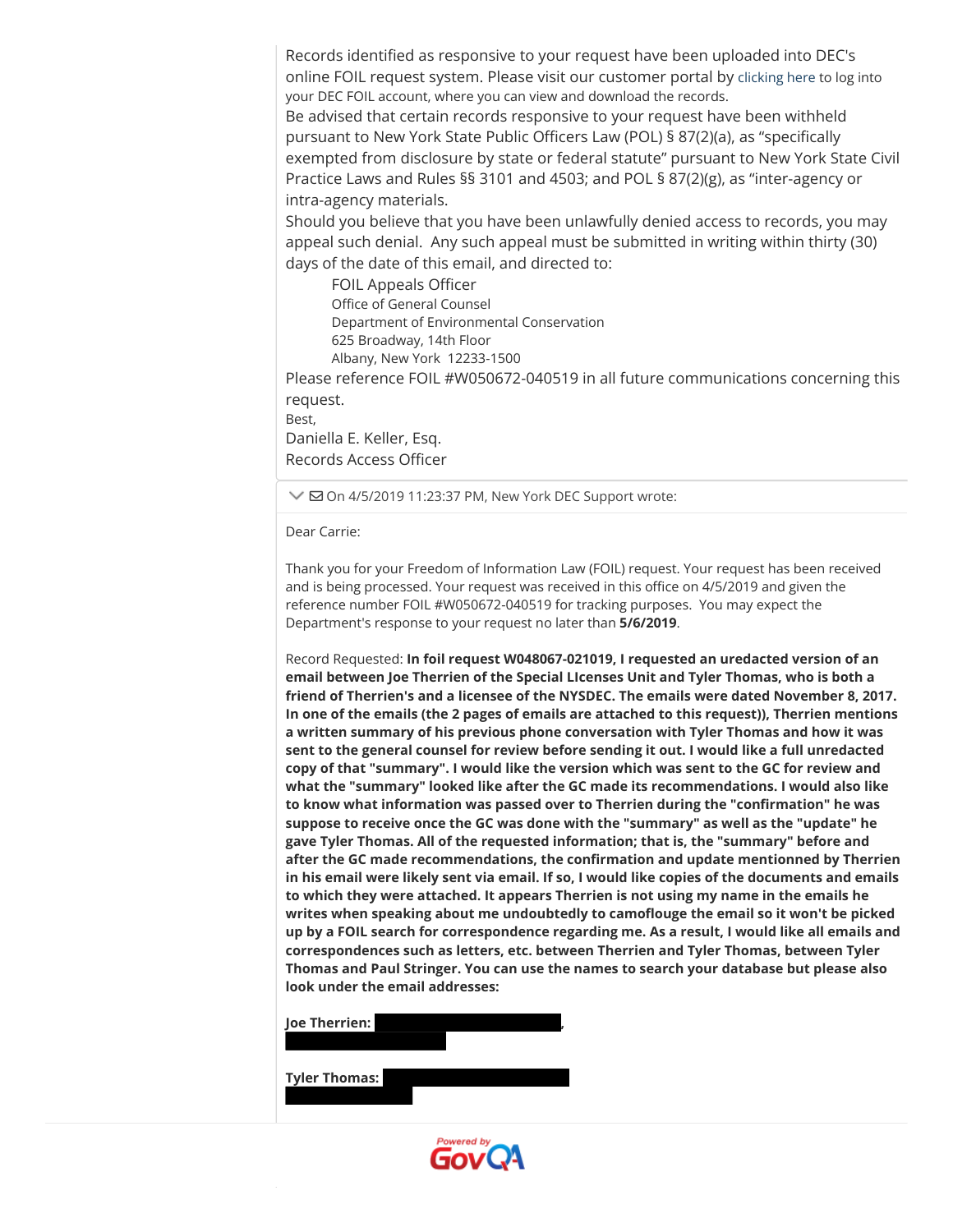Records identified as responsive to your request have been uploaded into DEC's online FOIL request system. Please visit our customer portal by clicking here to log into your DEC FOIL account, where you can view and download the records.

Be advised that certain records responsive to your request have been withheld pursuant to New York State Public Officers Law (POL) § 87(2)(a), as "specifically exempted from disclosure by state or federal statute" pursuant to New York State Civil Practice Laws and Rules §§ 3101 and 4503; and POL § 87(2)(g), as "inter-agency or intra-agency materials.

Should you believe that you have been unlawfully denied access to records, you may appeal such denial. Any such appeal must be submitted in writing within thirty (30) days of the date of this email, and directed to:

> FOIL Appeals Officer
> Office of General Counsel
> Department of Environmental Conservation
> 625 Broadway, 14th Floor
> Albany, New York 12233-1500

Please reference FOIL #W050672-040519 in all future communications concerning this request.

Best,

Daniella E. Keller, Esq.
Records Access Officer

---

On 4/5/2019 11:23:37 PM, New York DEC Support wrote:

Dear Carrie:

Thank you for your Freedom of Information Law (FOIL) request. Your request has been received and is being processed. Your request was received in this office on 4/5/2019 and given the reference number FOIL #W050672-040519 for tracking purposes. You may expect the Department's response to your request no later than **5/6/2019**.

Record Requested: **In foil request W048067-021019, I requested an uredacted version of an email between Joe Therrien of the Special LIcenses Unit and Tyler Thomas, who is both a friend of Therrien's and a licensee of the NYSDEC. The emails were dated November 8, 2017. In one of the emails (the 2 pages of emails are attached to this request)), Therrien mentions a written summary of his previous phone conversation with Tyler Thomas and how it was sent to the general counsel for review before sending it out. I would like a full unredacted copy of that "summary". I would like the version which was sent to the GC for review and what the "summary" looked like after the GC made its recommendations. I would also like to know what information was passed over to Therrien during the "confirmation" he was suppose to receive once the GC was done with the "summary" as well as the "update" he gave Tyler Thomas. All of the requested information; that is, the "summary" before and after the GC made recommendations, the confirmation and update mentionned by Therrien in his email were likely sent via email. If so, I would like copies of the documents and emails to which they were attached. It appears Therrien is not using my name in the emails he writes when speaking about me undoubtedly to camoflouge the email so it won't be picked up by a FOIL search for correspondence regarding me. As a result, I would like all emails and correspondences such as letters, etc. between Therrien and Tyler Thomas, between Tyler Thomas and Paul Stringer. You can use the names to search your database but please also look under the email addresses:**

**Joe Therrien:** [REDACTED],
[REDACTED]

**Tyler Thomas:** [REDACTED]
[REDACTED]

Powered by GovQA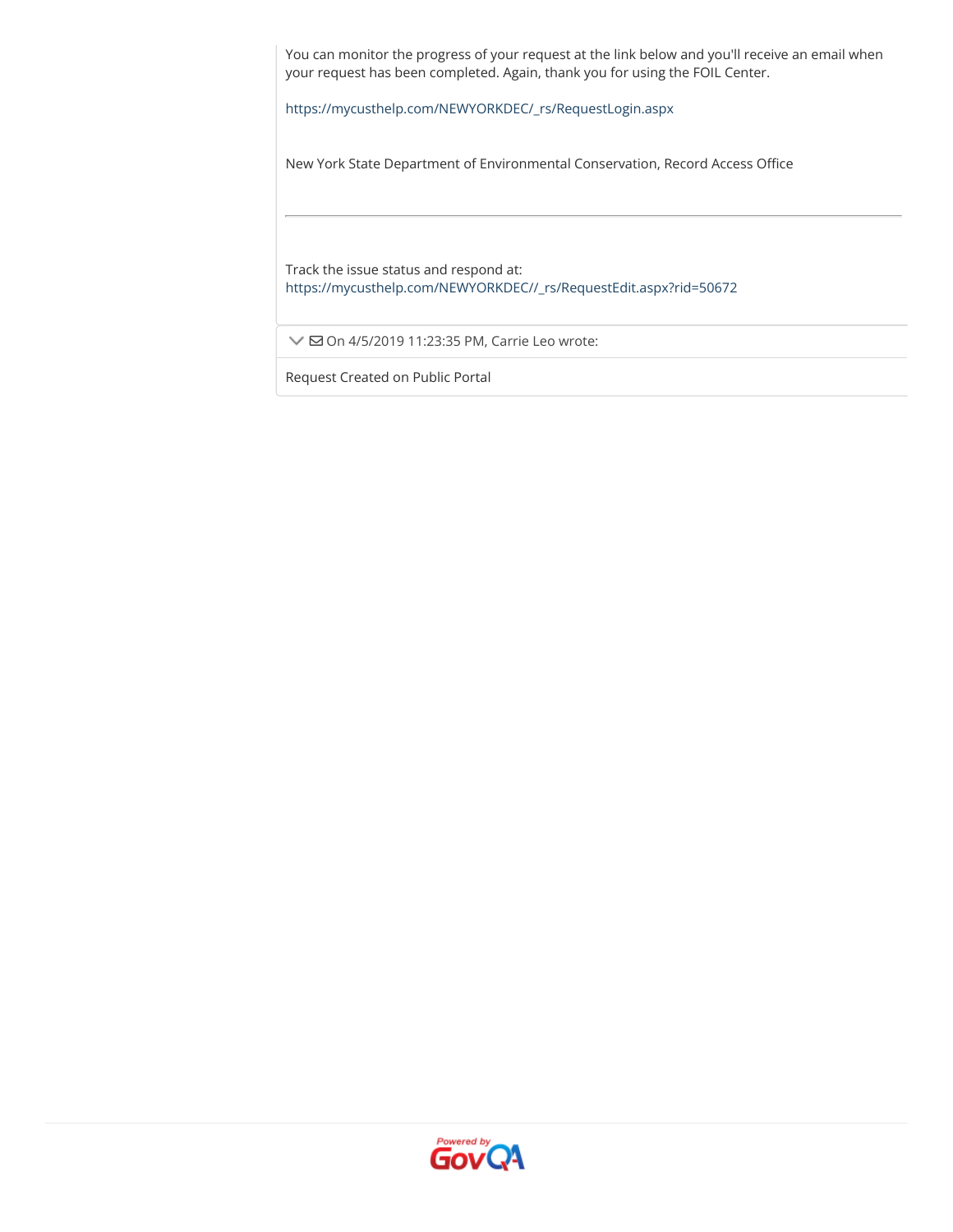You can monitor the progress of your request at the link below and you'll receive an email when your request has been completed. Again, thank you for using the FOIL Center.

https://mycusthelp.com/NEWYORKDEC/_rs/RequestLogin.aspx

New York State Department of Environmental Conservation, Record Access Office

---

Track the issue status and respond at:
https://mycusthelp.com/NEWYORKDEC//_rs/RequestEdit.aspx?rid=50672

On 4/5/2019 11:23:35 PM, Carrie Leo wrote:

Request Created on Public Portal

Powered by GovQA